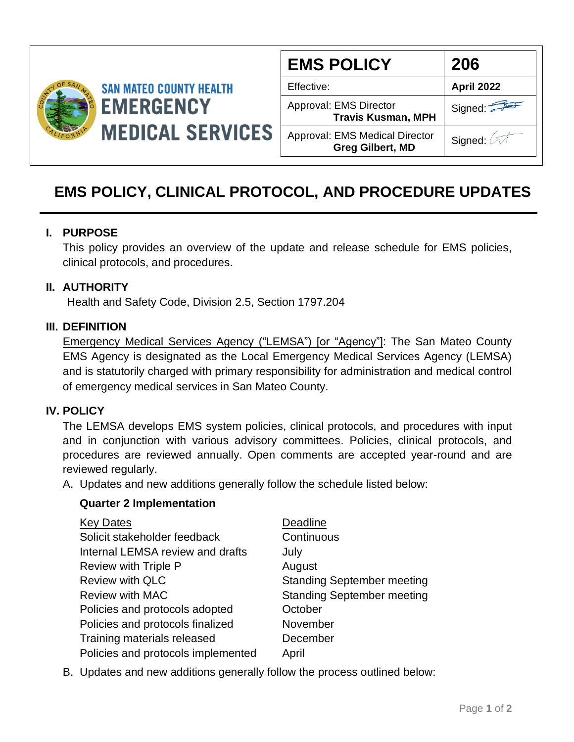SAN MATEO COUNTY HEALTH
EMERGENCY MEDICAL SERVICES

| EMS POLICY | 206 |
|---|---|
| Effective: | **April 2022** |
| Approval: EMS Director **Travis Kusman, MPH** | Signed: |
| Approval: EMS Medical Director **Greg Gilbert, MD** | Signed: |

# EMS POLICY, CLINICAL PROTOCOL, AND PROCEDURE UPDATES

## I. PURPOSE

This policy provides an overview of the update and release schedule for EMS policies, clinical protocols, and procedures.

## II. AUTHORITY

Health and Safety Code, Division 2.5, Section 1797.204

## III. DEFINITION

Emergency Medical Services Agency ("LEMSA") [or "Agency"]: The San Mateo County EMS Agency is designated as the Local Emergency Medical Services Agency (LEMSA) and is statutorily charged with primary responsibility for administration and medical control of emergency medical services in San Mateo County.

## IV. POLICY

The LEMSA develops EMS system policies, clinical protocols, and procedures with input and in conjunction with various advisory committees. Policies, clinical protocols, and procedures are reviewed annually. Open comments are accepted year-round and are reviewed regularly.

A. Updates and new additions generally follow the schedule listed below:

**Quarter 2 Implementation**

| Key Dates | Deadline |
|---|---|
| Solicit stakeholder feedback | Continuous |
| Internal LEMSA review and drafts | July |
| Review with Triple P | August |
| Review with QLC | Standing September meeting |
| Review with MAC | Standing September meeting |
| Policies and protocols adopted | October |
| Policies and protocols finalized | November |
| Training materials released | December |
| Policies and protocols implemented | April |

B. Updates and new additions generally follow the process outlined below: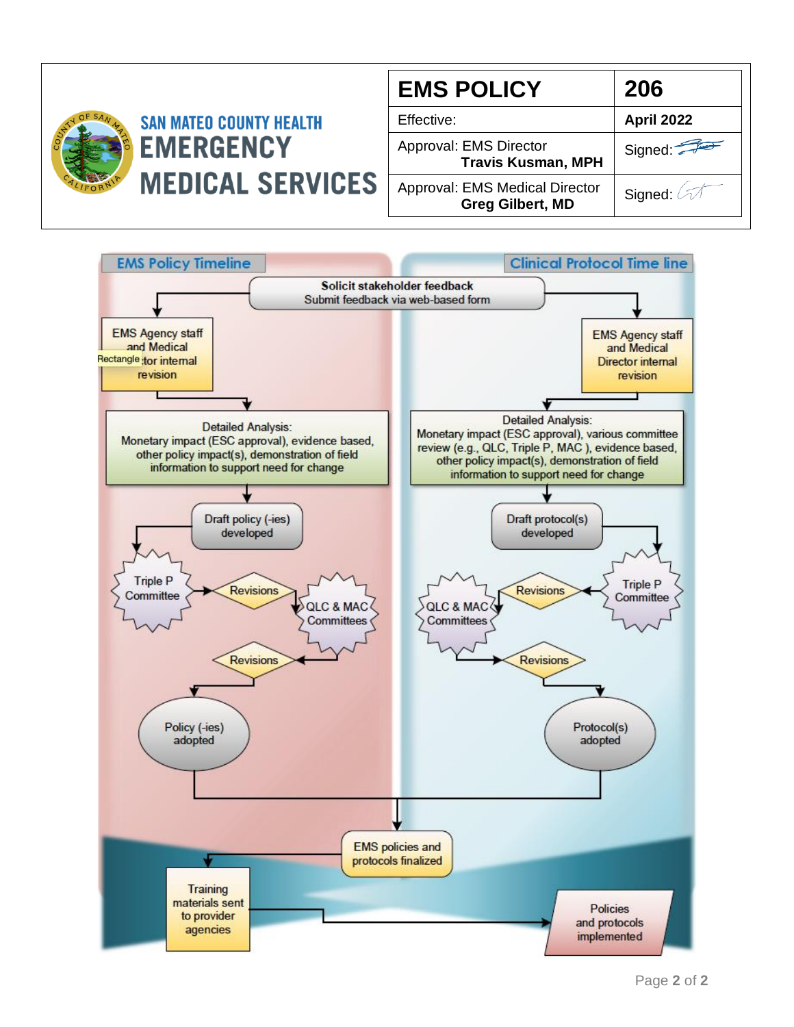| | | |
|---|---|---|
| SAN MATEO COUNTY HEALTH EMERGENCY MEDICAL SERVICES | **EMS POLICY** | **206** |
| | Effective: | **April 2022** |
| | Approval: EMS Director **Travis Kusman, MPH** | Signed: |
| | Approval: EMS Medical Director **Greg Gilbert, MD** | Signed: |

EMS Policy Timeline

Clinical Protocol Time line

**Solicit stakeholder feedback**
Submit feedback via web-based form

EMS Agency staff and Medical Director internal revision

Detailed Analysis:
Monetary impact (ESC approval), evidence based, other policy impact(s), demonstration of field information to support need for change

Draft policy (-ies) developed

Triple P Committee

Revisions

QLC & MAC Committees

Revisions

Policy (-ies) adopted

EMS Agency staff and Medical Director internal revision

Detailed Analysis:
Monetary impact (ESC approval), various committee review (e.g., QLC, Triple P, MAC ), evidence based, other policy impact(s), demonstration of field information to support need for change

Draft protocol(s) developed

Triple P Committee

Revisions

QLC & MAC Committees

Revisions

Protocol(s) adopted

EMS policies and protocols finalized

Training materials sent to provider agencies

Policies and protocols implemented